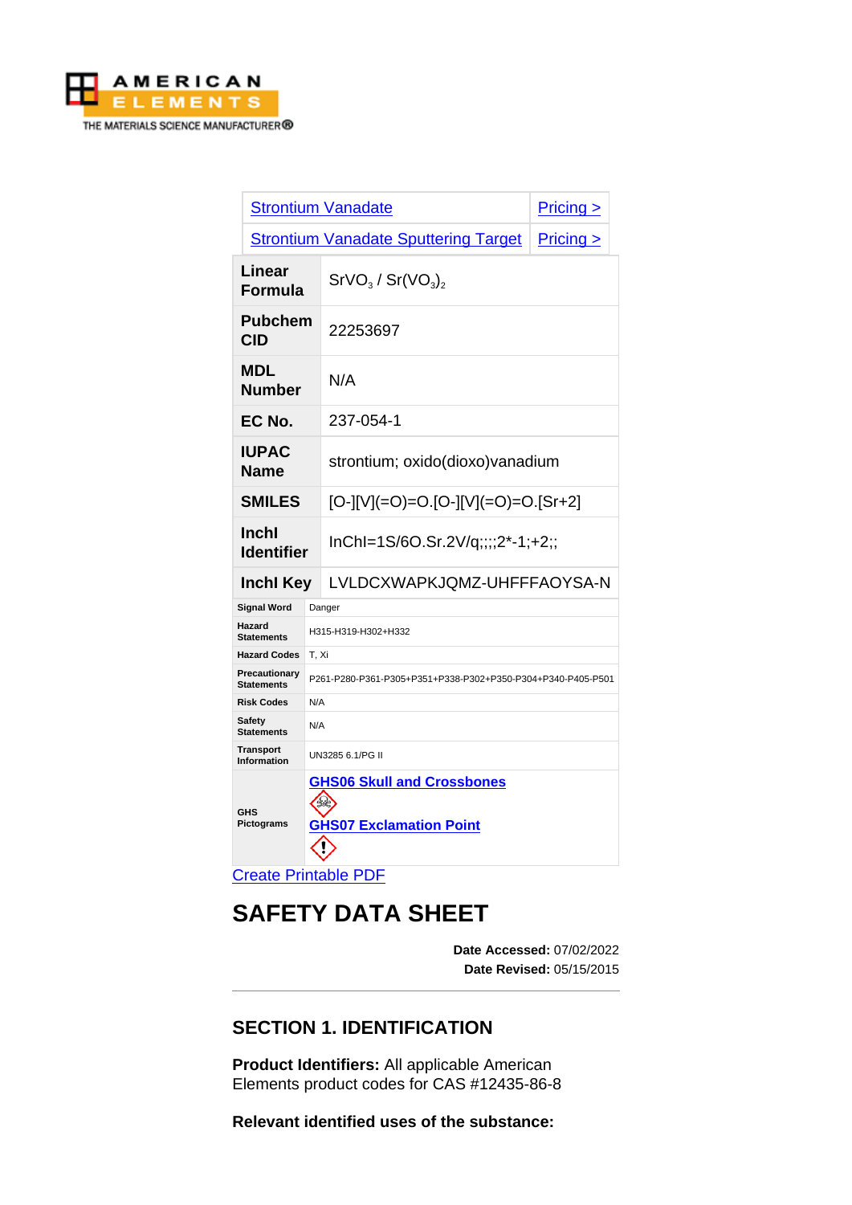AMERICAN ELEMENTS
THE MATERIALS SCIENCE MANUFACTURER®

| Strontium Vanadate | Pricing > |
|---|---|
| Strontium Vanadate Sputtering Target | Pricing > |

| | |
|---|---|
| **Linear Formula** | $SrVO_3$ / $Sr(VO_3)_2$ |
| **Pubchem CID** | 22253697 |
| **MDL Number** | N/A |
| **EC No.** | 237-054-1 |
| **IUPAC Name** | strontium; oxido(dioxo)vanadium |
| **SMILES** | [O-][V](=O)=O.[O-][V](=O)=O.[Sr+2] |
| **InchI Identifier** | InChI=1S/6O.Sr.2V/q;;;;2*-1;+2;; |
| **InchI Key** | LVLDCXWAPKJQMZ-UHFFFAOYSA-N |
| **Signal Word** | Danger |
| **Hazard Statements** | H315-H319-H302+H332 |
| **Hazard Codes** | T, Xi |
| **Precautionary Statements** | P261-P280-P361-P305+P351+P338-P302+P350-P304+P340-P405-P501 |
| **Risk Codes** | N/A |
| **Safety Statements** | N/A |
| **Transport Information** | UN3285 6.1/PG II |
| **GHS Pictograms** | GHS06 Skull and Crossbones<br>GHS07 Exclamation Point |

Create Printable PDF

# SAFETY DATA SHEET

**Date Accessed:** 07/02/2022
**Date Revised:** 05/15/2015

---

## SECTION 1. IDENTIFICATION

**Product Identifiers:** All applicable American Elements product codes for CAS #12435-86-8

**Relevant identified uses of the substance:**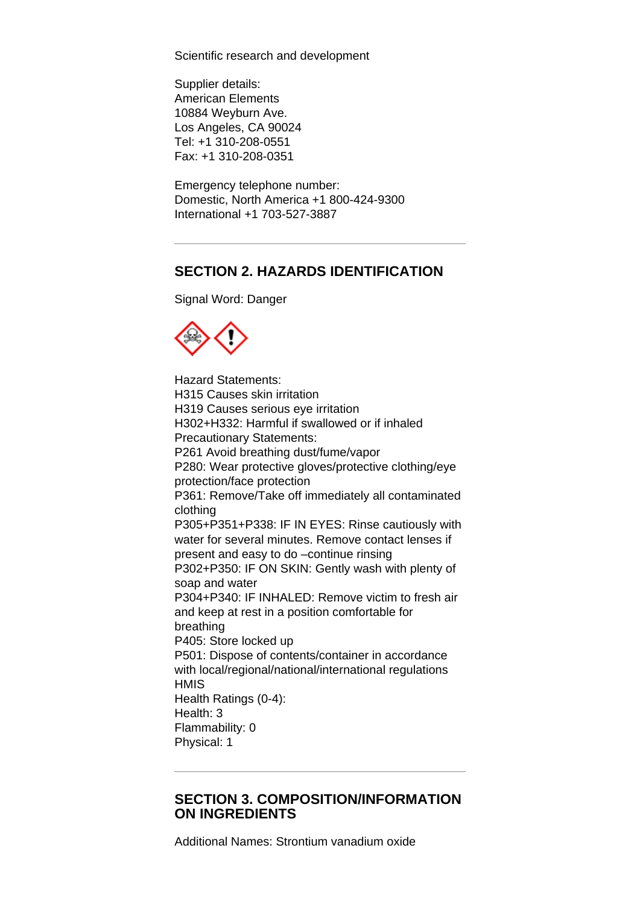Scientific research and development

Supplier details:
American Elements
10884 Weyburn Ave.
Los Angeles, CA 90024
Tel: +1 310-208-0551
Fax: +1 310-208-0351

Emergency telephone number:
Domestic, North America +1 800-424-9300
International +1 703-527-3887

---

## SECTION 2. HAZARDS IDENTIFICATION

Signal Word: Danger

Hazard Statements:
H315 Causes skin irritation
H319 Causes serious eye irritation
H302+H332: Harmful if swallowed or if inhaled
Precautionary Statements:
P261 Avoid breathing dust/fume/vapor
P280: Wear protective gloves/protective clothing/eye protection/face protection
P361: Remove/Take off immediately all contaminated clothing
P305+P351+P338: IF IN EYES: Rinse cautiously with water for several minutes. Remove contact lenses if present and easy to do –continue rinsing
P302+P350: IF ON SKIN: Gently wash with plenty of soap and water
P304+P340: IF INHALED: Remove victim to fresh air and keep at rest in a position comfortable for breathing
P405: Store locked up
P501: Dispose of contents/container in accordance with local/regional/national/international regulations
HMIS
Health Ratings (0-4):
Health: 3
Flammability: 0
Physical: 1

---

## SECTION 3. COMPOSITION/INFORMATION ON INGREDIENTS

Additional Names: Strontium vanadium oxide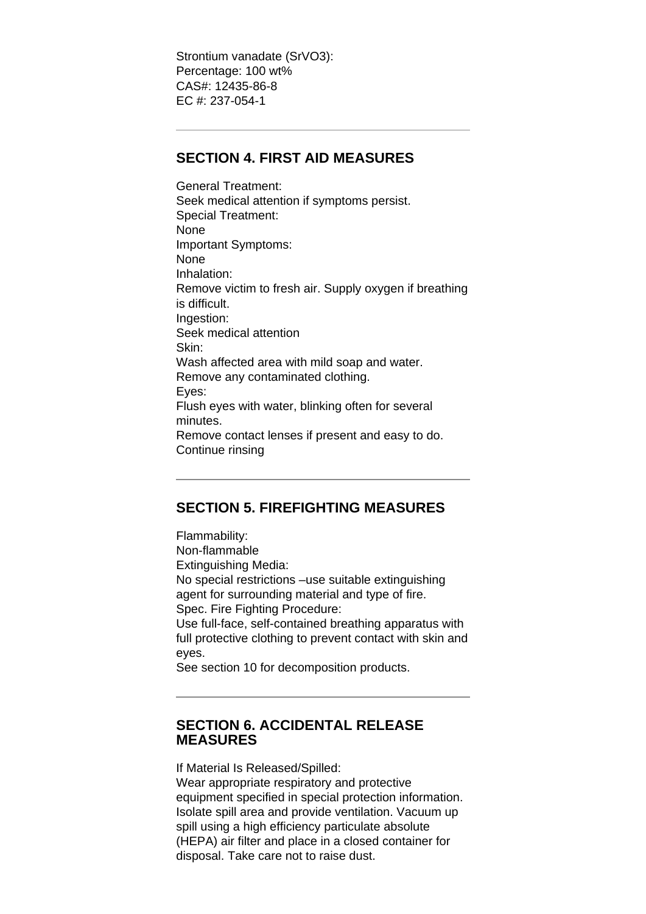Strontium vanadate ($SrVO_3$):
Percentage: 100 wt%
CAS#: 12435-86-8
EC #: 237-054-1

---

## SECTION 4. FIRST AID MEASURES

General Treatment:
Seek medical attention if symptoms persist.
Special Treatment:
None
Important Symptoms:
None
Inhalation:
Remove victim to fresh air. Supply oxygen if breathing is difficult.
Ingestion:
Seek medical attention
Skin:
Wash affected area with mild soap and water.
Remove any contaminated clothing.
Eyes:
Flush eyes with water, blinking often for several minutes.
Remove contact lenses if present and easy to do.
Continue rinsing

---

## SECTION 5. FIREFIGHTING MEASURES

Flammability:
Non-flammable
Extinguishing Media:
No special restrictions –use suitable extinguishing agent for surrounding material and type of fire.
Spec. Fire Fighting Procedure:
Use full-face, self-contained breathing apparatus with full protective clothing to prevent contact with skin and eyes.
See section 10 for decomposition products.

---

## SECTION 6. ACCIDENTAL RELEASE MEASURES

If Material Is Released/Spilled:
Wear appropriate respiratory and protective equipment specified in special protection information. Isolate spill area and provide ventilation. Vacuum up spill using a high efficiency particulate absolute (HEPA) air filter and place in a closed container for disposal. Take care not to raise dust.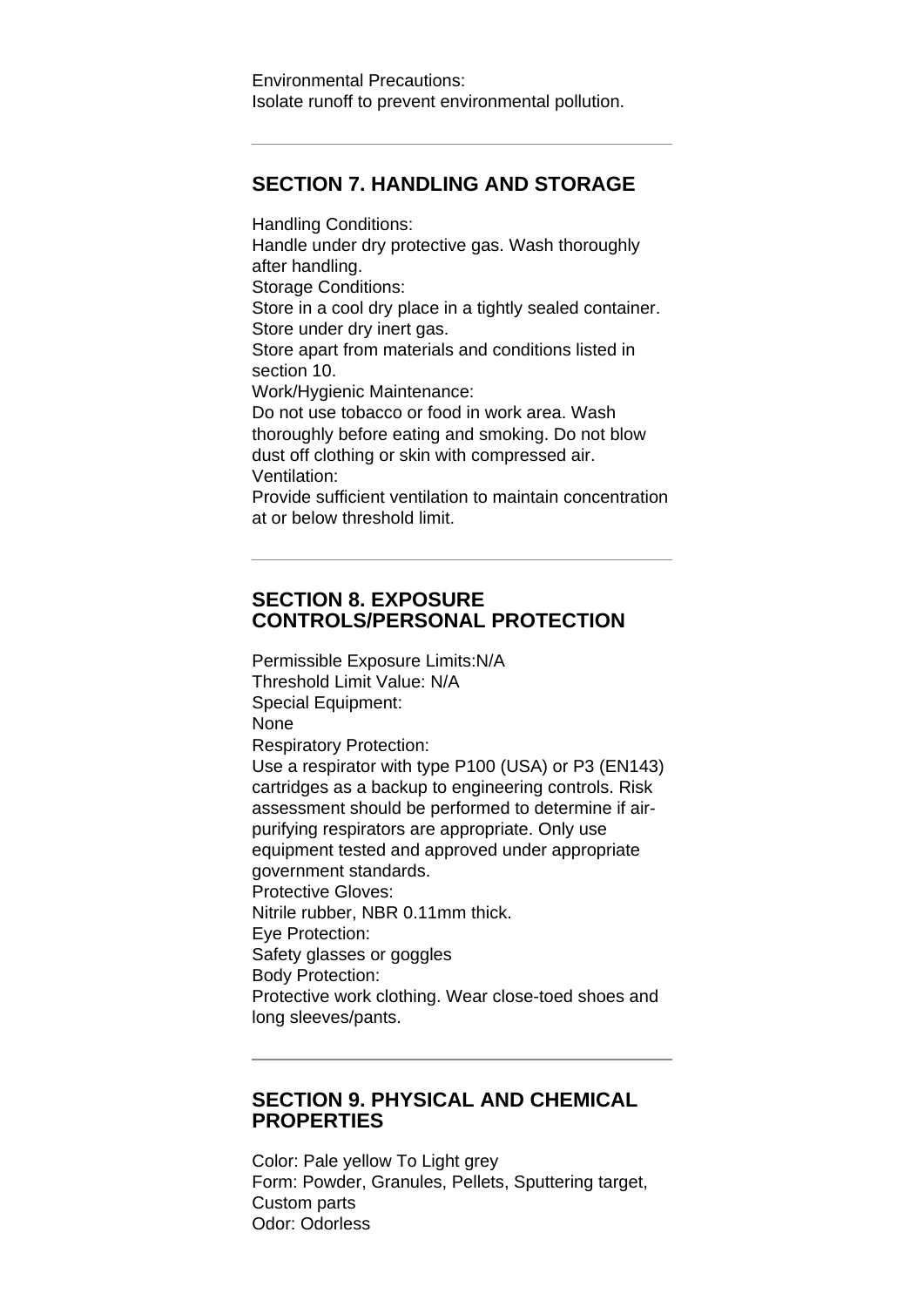Environmental Precautions:
Isolate runoff to prevent environmental pollution.

---

## SECTION 7. HANDLING AND STORAGE

Handling Conditions:
Handle under dry protective gas. Wash thoroughly after handling.
Storage Conditions:
Store in a cool dry place in a tightly sealed container. Store under dry inert gas.
Store apart from materials and conditions listed in section 10.
Work/Hygienic Maintenance:
Do not use tobacco or food in work area. Wash thoroughly before eating and smoking. Do not blow dust off clothing or skin with compressed air.
Ventilation:
Provide sufficient ventilation to maintain concentration at or below threshold limit.

---

## SECTION 8. EXPOSURE CONTROLS/PERSONAL PROTECTION

Permissible Exposure Limits:N/A
Threshold Limit Value: N/A
Special Equipment:
None
Respiratory Protection:
Use a respirator with type P100 (USA) or P3 (EN143) cartridges as a backup to engineering controls. Risk assessment should be performed to determine if air-purifying respirators are appropriate. Only use equipment tested and approved under appropriate government standards.
Protective Gloves:
Nitrile rubber, NBR 0.11mm thick.
Eye Protection:
Safety glasses or goggles
Body Protection:
Protective work clothing. Wear close-toed shoes and long sleeves/pants.

---

## SECTION 9. PHYSICAL AND CHEMICAL PROPERTIES

Color: Pale yellow To Light grey
Form: Powder, Granules, Pellets, Sputtering target, Custom parts
Odor: Odorless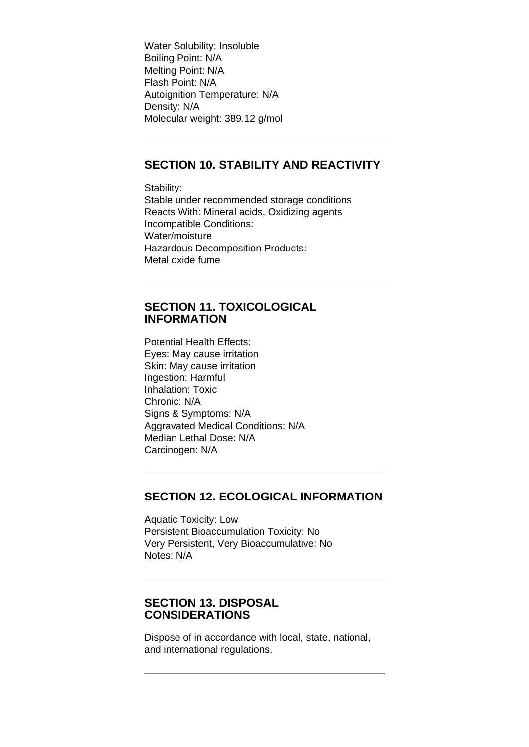Water Solubility: Insoluble
Boiling Point: N/A
Melting Point: N/A
Flash Point: N/A
Autoignition Temperature: N/A
Density: N/A
Molecular weight: 389.12 g/mol

---

## SECTION 10. STABILITY AND REACTIVITY

Stability:
Stable under recommended storage conditions
Reacts With: Mineral acids, Oxidizing agents
Incompatible Conditions:
Water/moisture
Hazardous Decomposition Products:
Metal oxide fume

---

## SECTION 11. TOXICOLOGICAL INFORMATION

Potential Health Effects:
Eyes: May cause irritation
Skin: May cause irritation
Ingestion: Harmful
Inhalation: Toxic
Chronic: N/A
Signs & Symptoms: N/A
Aggravated Medical Conditions: N/A
Median Lethal Dose: N/A
Carcinogen: N/A

---

## SECTION 12. ECOLOGICAL INFORMATION

Aquatic Toxicity: Low
Persistent Bioaccumulation Toxicity: No
Very Persistent, Very Bioaccumulative: No
Notes: N/A

---

## SECTION 13. DISPOSAL CONSIDERATIONS

Dispose of in accordance with local, state, national, and international regulations.

---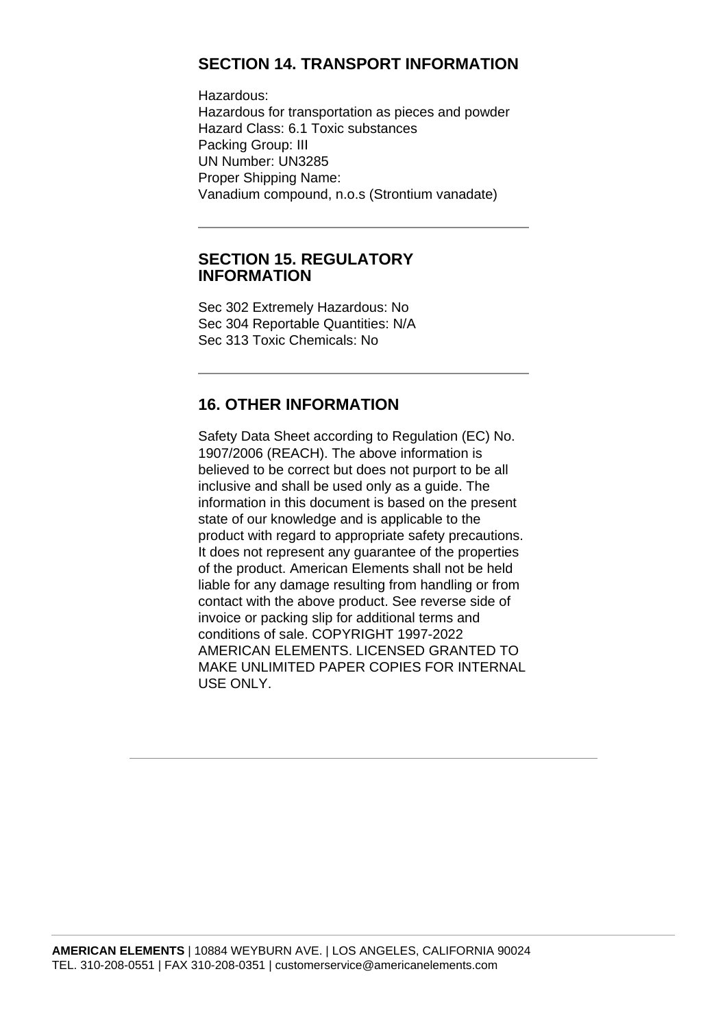## SECTION 14. TRANSPORT INFORMATION

Hazardous:
Hazardous for transportation as pieces and powder
Hazard Class: 6.1 Toxic substances
Packing Group: III
UN Number: UN3285
Proper Shipping Name:
Vanadium compound, n.o.s (Strontium vanadate)

---

## SECTION 15. REGULATORY INFORMATION

Sec 302 Extremely Hazardous: No
Sec 304 Reportable Quantities: N/A
Sec 313 Toxic Chemicals: No

---

## 16. OTHER INFORMATION

Safety Data Sheet according to Regulation (EC) No. 1907/2006 (REACH). The above information is believed to be correct but does not purport to be all inclusive and shall be used only as a guide. The information in this document is based on the present state of our knowledge and is applicable to the product with regard to appropriate safety precautions. It does not represent any guarantee of the properties of the product. American Elements shall not be held liable for any damage resulting from handling or from contact with the above product. See reverse side of invoice or packing slip for additional terms and conditions of sale. COPYRIGHT 1997-2022 AMERICAN ELEMENTS. LICENSED GRANTED TO MAKE UNLIMITED PAPER COPIES FOR INTERNAL USE ONLY.